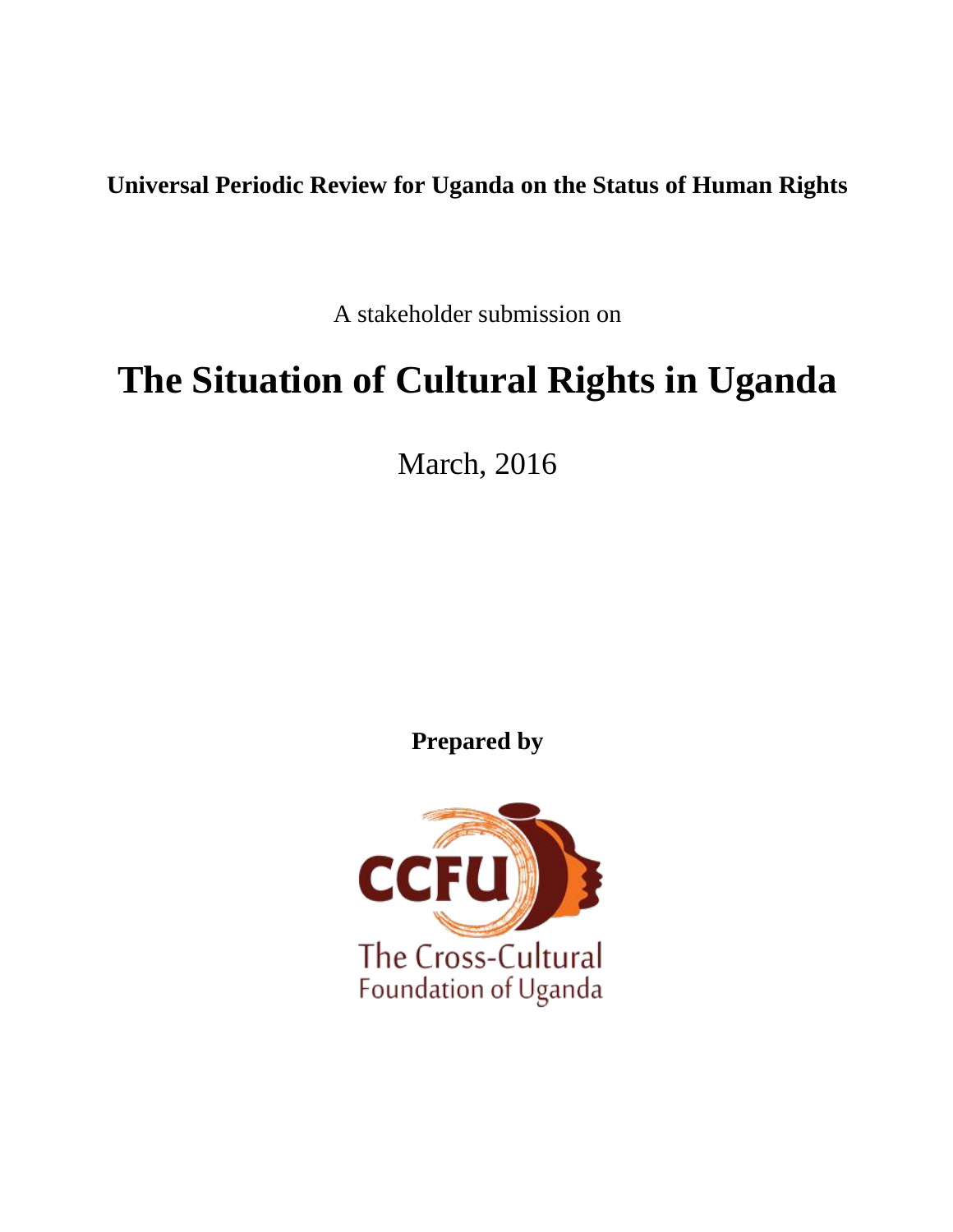**Universal Periodic Review for Uganda on the Status of Human Rights**

A stakeholder submission on

# The Situation of Cultural Rights in Uganda

March, 2016

**Prepared by**

CCFU

The Cross-Cultural Foundation of Uganda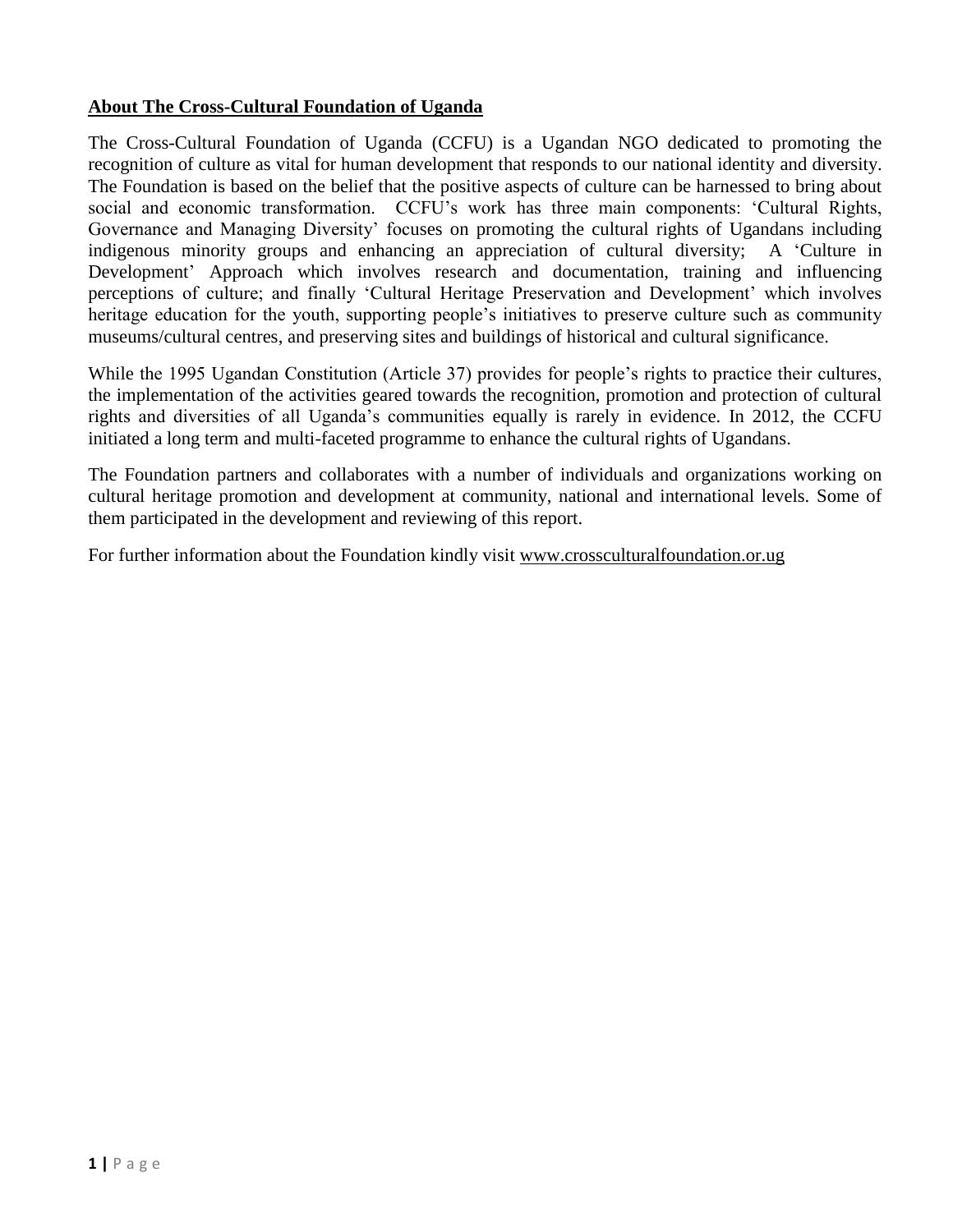## About The Cross-Cultural Foundation of Uganda

The Cross-Cultural Foundation of Uganda (CCFU) is a Ugandan NGO dedicated to promoting the recognition of culture as vital for human development that responds to our national identity and diversity. The Foundation is based on the belief that the positive aspects of culture can be harnessed to bring about social and economic transformation. CCFU's work has three main components: 'Cultural Rights, Governance and Managing Diversity' focuses on promoting the cultural rights of Ugandans including indigenous minority groups and enhancing an appreciation of cultural diversity; A 'Culture in Development' Approach which involves research and documentation, training and influencing perceptions of culture; and finally 'Cultural Heritage Preservation and Development' which involves heritage education for the youth, supporting people's initiatives to preserve culture such as community museums/cultural centres, and preserving sites and buildings of historical and cultural significance.

While the 1995 Ugandan Constitution (Article 37) provides for people's rights to practice their cultures, the implementation of the activities geared towards the recognition, promotion and protection of cultural rights and diversities of all Uganda's communities equally is rarely in evidence. In 2012, the CCFU initiated a long term and multi-faceted programme to enhance the cultural rights of Ugandans.

The Foundation partners and collaborates with a number of individuals and organizations working on cultural heritage promotion and development at community, national and international levels. Some of them participated in the development and reviewing of this report.

For further information about the Foundation kindly visit www.crossculturalfoundation.or.ug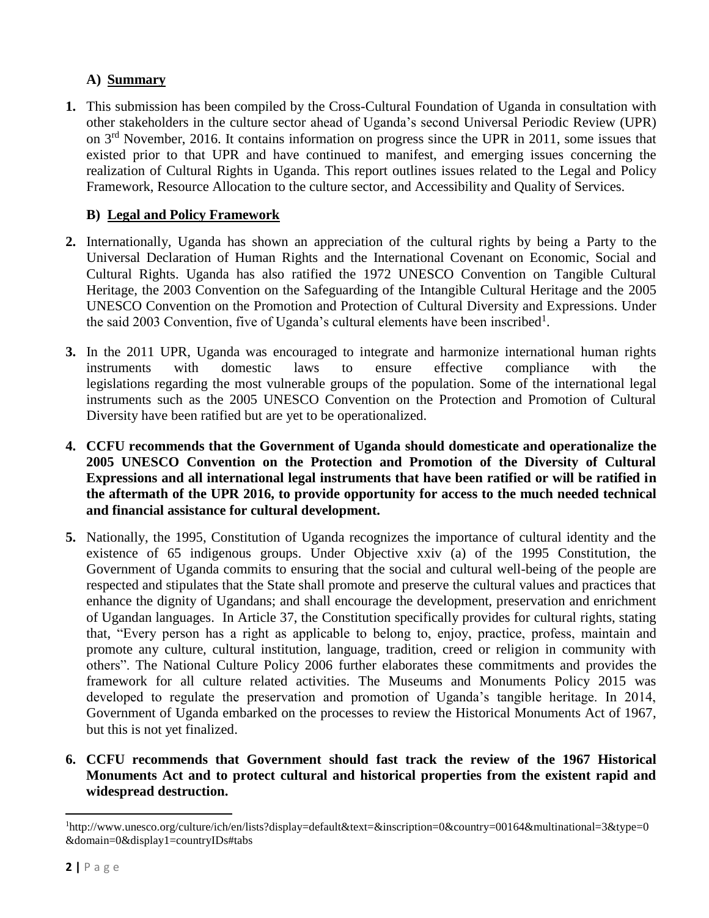## A) Summary

1. This submission has been compiled by the Cross-Cultural Foundation of Uganda in consultation with other stakeholders in the culture sector ahead of Uganda's second Universal Periodic Review (UPR) on 3rd November, 2016. It contains information on progress since the UPR in 2011, some issues that existed prior to that UPR and have continued to manifest, and emerging issues concerning the realization of Cultural Rights in Uganda. This report outlines issues related to the Legal and Policy Framework, Resource Allocation to the culture sector, and Accessibility and Quality of Services.

## B) Legal and Policy Framework

2. Internationally, Uganda has shown an appreciation of the cultural rights by being a Party to the Universal Declaration of Human Rights and the International Covenant on Economic, Social and Cultural Rights. Uganda has also ratified the 1972 UNESCO Convention on Tangible Cultural Heritage, the 2003 Convention on the Safeguarding of the Intangible Cultural Heritage and the 2005 UNESCO Convention on the Promotion and Protection of Cultural Diversity and Expressions. Under the said 2003 Convention, five of Uganda's cultural elements have been inscribed[1].

3. In the 2011 UPR, Uganda was encouraged to integrate and harmonize international human rights instruments with domestic laws to ensure effective compliance with the legislations regarding the most vulnerable groups of the population. Some of the international legal instruments such as the 2005 UNESCO Convention on the Protection and Promotion of Cultural Diversity have been ratified but are yet to be operationalized.

4. **CCFU recommends that the Government of Uganda should domesticate and operationalize the 2005 UNESCO Convention on the Protection and Promotion of the Diversity of Cultural Expressions and all international legal instruments that have been ratified or will be ratified in the aftermath of the UPR 2016, to provide opportunity for access to the much needed technical and financial assistance for cultural development.**

5. Nationally, the 1995, Constitution of Uganda recognizes the importance of cultural identity and the existence of 65 indigenous groups. Under Objective xxiv (a) of the 1995 Constitution, the Government of Uganda commits to ensuring that the social and cultural well-being of the people are respected and stipulates that the State shall promote and preserve the cultural values and practices that enhance the dignity of Ugandans; and shall encourage the development, preservation and enrichment of Ugandan languages. In Article 37, the Constitution specifically provides for cultural rights, stating that, "Every person has a right as applicable to belong to, enjoy, practice, profess, maintain and promote any culture, cultural institution, language, tradition, creed or religion in community with others". The National Culture Policy 2006 further elaborates these commitments and provides the framework for all culture related activities. The Museums and Monuments Policy 2015 was developed to regulate the preservation and promotion of Uganda's tangible heritage. In 2014, Government of Uganda embarked on the processes to review the Historical Monuments Act of 1967, but this is not yet finalized.

6. **CCFU recommends that Government should fast track the review of the 1967 Historical Monuments Act and to protect cultural and historical properties from the existent rapid and widespread destruction.**

---

[1]http://www.unesco.org/culture/ich/en/lists?display=default&text=&inscription=0&country=00164&multinational=3&type=0&domain=0&display1=countryIDs#tabs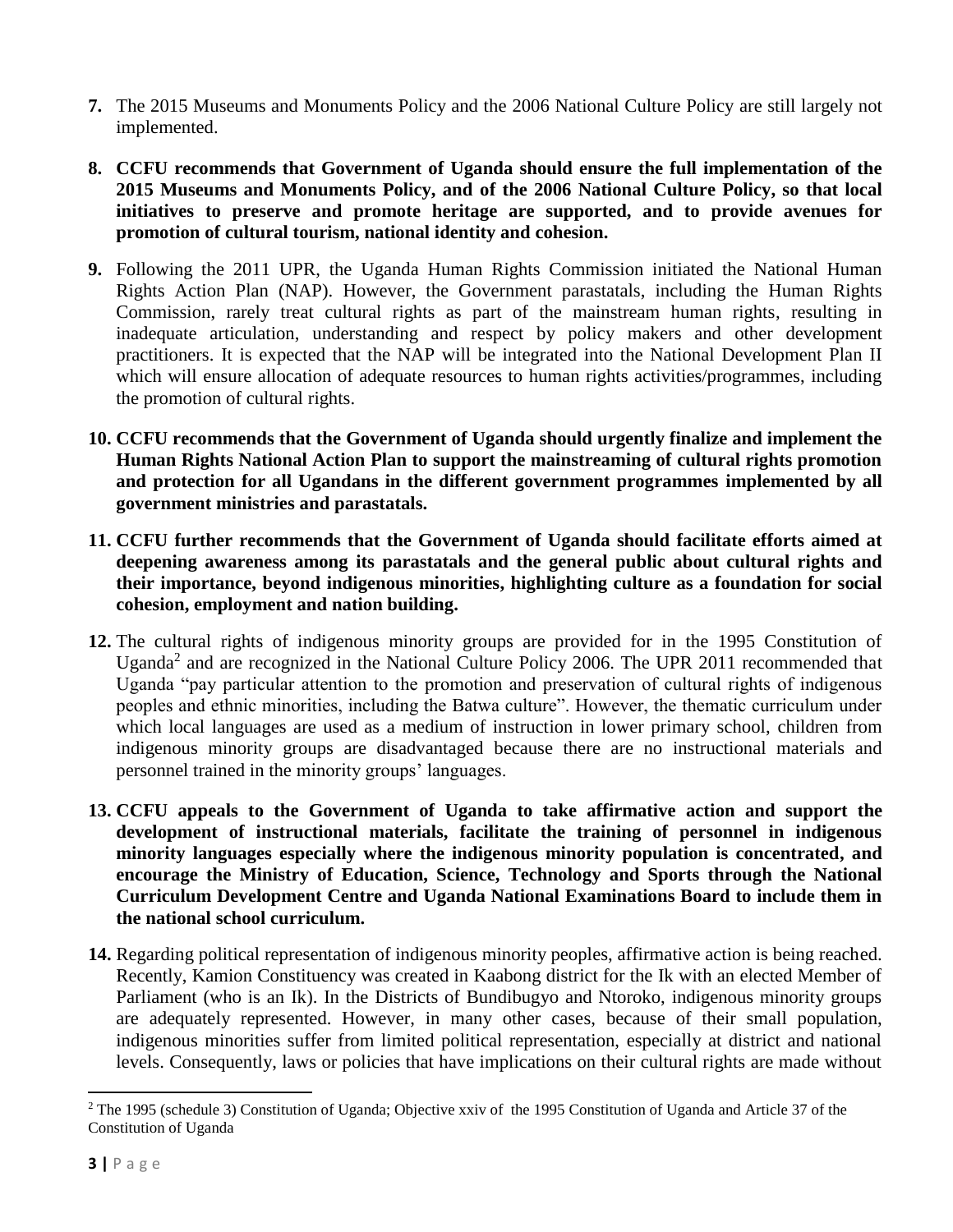7. The 2015 Museums and Monuments Policy and the 2006 National Culture Policy are still largely not implemented.

8. **CCFU recommends that Government of Uganda should ensure the full implementation of the 2015 Museums and Monuments Policy, and of the 2006 National Culture Policy, so that local initiatives to preserve and promote heritage are supported, and to provide avenues for promotion of cultural tourism, national identity and cohesion.**

9. Following the 2011 UPR, the Uganda Human Rights Commission initiated the National Human Rights Action Plan (NAP). However, the Government parastatals, including the Human Rights Commission, rarely treat cultural rights as part of the mainstream human rights, resulting in inadequate articulation, understanding and respect by policy makers and other development practitioners. It is expected that the NAP will be integrated into the National Development Plan II which will ensure allocation of adequate resources to human rights activities/programmes, including the promotion of cultural rights.

10. **CCFU recommends that the Government of Uganda should urgently finalize and implement the Human Rights National Action Plan to support the mainstreaming of cultural rights promotion and protection for all Ugandans in the different government programmes implemented by all government ministries and parastatals.**

11. **CCFU further recommends that the Government of Uganda should facilitate efforts aimed at deepening awareness among its parastatals and the general public about cultural rights and their importance, beyond indigenous minorities, highlighting culture as a foundation for social cohesion, employment and nation building.**

12. The cultural rights of indigenous minority groups are provided for in the 1995 Constitution of Uganda[2] and are recognized in the National Culture Policy 2006. The UPR 2011 recommended that Uganda "pay particular attention to the promotion and preservation of cultural rights of indigenous peoples and ethnic minorities, including the Batwa culture". However, the thematic curriculum under which local languages are used as a medium of instruction in lower primary school, children from indigenous minority groups are disadvantaged because there are no instructional materials and personnel trained in the minority groups' languages.

13. **CCFU appeals to the Government of Uganda to take affirmative action and support the development of instructional materials, facilitate the training of personnel in indigenous minority languages especially where the indigenous minority population is concentrated, and encourage the Ministry of Education, Science, Technology and Sports through the National Curriculum Development Centre and Uganda National Examinations Board to include them in the national school curriculum.**

14. Regarding political representation of indigenous minority peoples, affirmative action is being reached. Recently, Kamion Constituency was created in Kaabong district for the Ik with an elected Member of Parliament (who is an Ik). In the Districts of Bundibugyo and Ntoroko, indigenous minority groups are adequately represented. However, in many other cases, because of their small population, indigenous minorities suffer from limited political representation, especially at district and national levels. Consequently, laws or policies that have implications on their cultural rights are made without

---

[2] The 1995 (schedule 3) Constitution of Uganda; Objective xxiv of the 1995 Constitution of Uganda and Article 37 of the Constitution of Uganda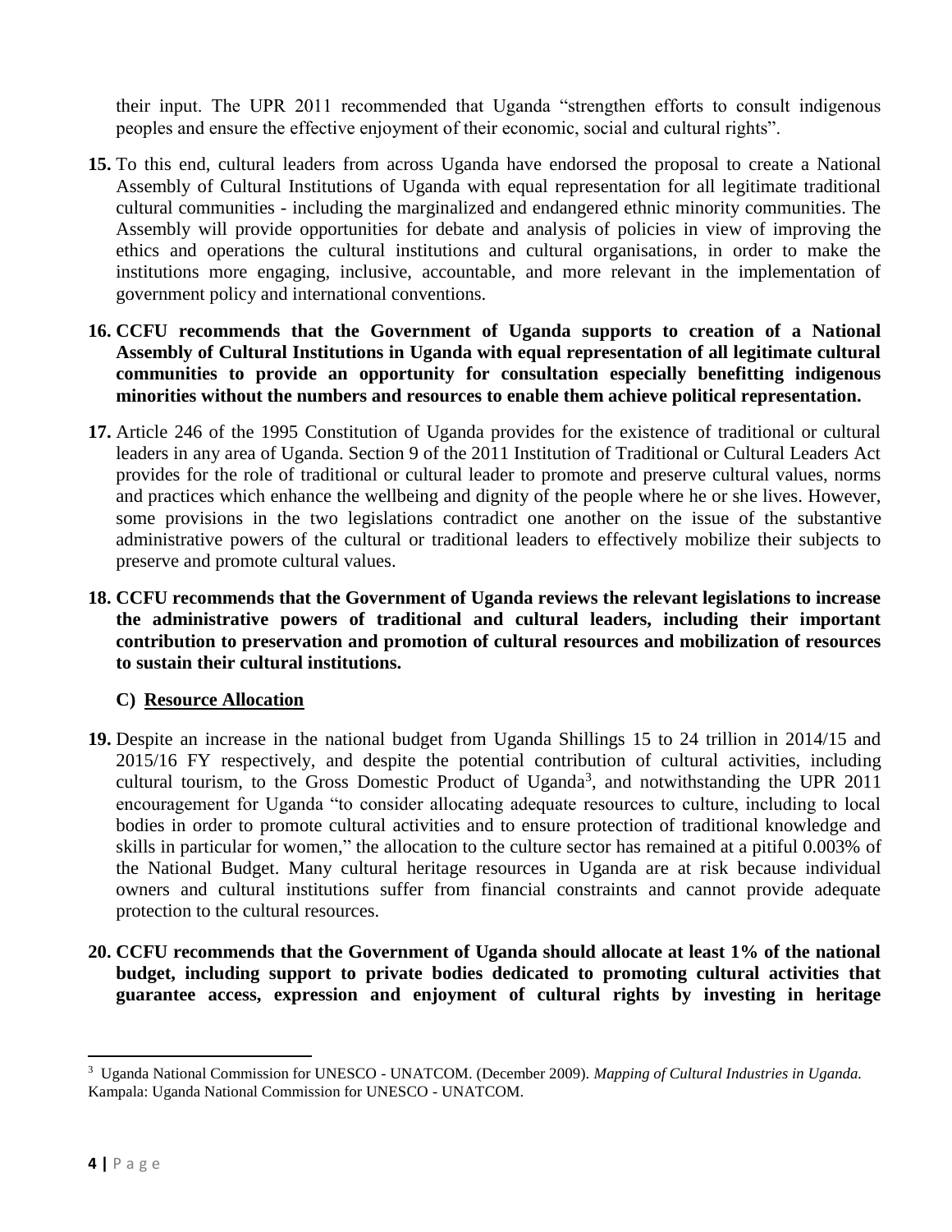their input. The UPR 2011 recommended that Uganda "strengthen efforts to consult indigenous peoples and ensure the effective enjoyment of their economic, social and cultural rights".

**15.** To this end, cultural leaders from across Uganda have endorsed the proposal to create a National Assembly of Cultural Institutions of Uganda with equal representation for all legitimate traditional cultural communities - including the marginalized and endangered ethnic minority communities. The Assembly will provide opportunities for debate and analysis of policies in view of improving the ethics and operations the cultural institutions and cultural organisations, in order to make the institutions more engaging, inclusive, accountable, and more relevant in the implementation of government policy and international conventions.

**16. CCFU recommends that the Government of Uganda supports to creation of a National Assembly of Cultural Institutions in Uganda with equal representation of all legitimate cultural communities to provide an opportunity for consultation especially benefitting indigenous minorities without the numbers and resources to enable them achieve political representation.**

**17.** Article 246 of the 1995 Constitution of Uganda provides for the existence of traditional or cultural leaders in any area of Uganda. Section 9 of the 2011 Institution of Traditional or Cultural Leaders Act provides for the role of traditional or cultural leader to promote and preserve cultural values, norms and practices which enhance the wellbeing and dignity of the people where he or she lives. However, some provisions in the two legislations contradict one another on the issue of the substantive administrative powers of the cultural or traditional leaders to effectively mobilize their subjects to preserve and promote cultural values.

**18. CCFU recommends that the Government of Uganda reviews the relevant legislations to increase the administrative powers of traditional and cultural leaders, including their important contribution to preservation and promotion of cultural resources and mobilization of resources to sustain their cultural institutions.**

### C) Resource Allocation

**19.** Despite an increase in the national budget from Uganda Shillings 15 to 24 trillion in 2014/15 and 2015/16 FY respectively, and despite the potential contribution of cultural activities, including cultural tourism, to the Gross Domestic Product of Uganda[3], and notwithstanding the UPR 2011 encouragement for Uganda "to consider allocating adequate resources to culture, including to local bodies in order to promote cultural activities and to ensure protection of traditional knowledge and skills in particular for women," the allocation to the culture sector has remained at a pitiful 0.003% of the National Budget. Many cultural heritage resources in Uganda are at risk because individual owners and cultural institutions suffer from financial constraints and cannot provide adequate protection to the cultural resources.

**20. CCFU recommends that the Government of Uganda should allocate at least 1% of the national budget, including support to private bodies dedicated to promoting cultural activities that guarantee access, expression and enjoyment of cultural rights by investing in heritage**

---

[3] Uganda National Commission for UNESCO - UNATCOM. (December 2009). *Mapping of Cultural Industries in Uganda.* Kampala: Uganda National Commission for UNESCO - UNATCOM.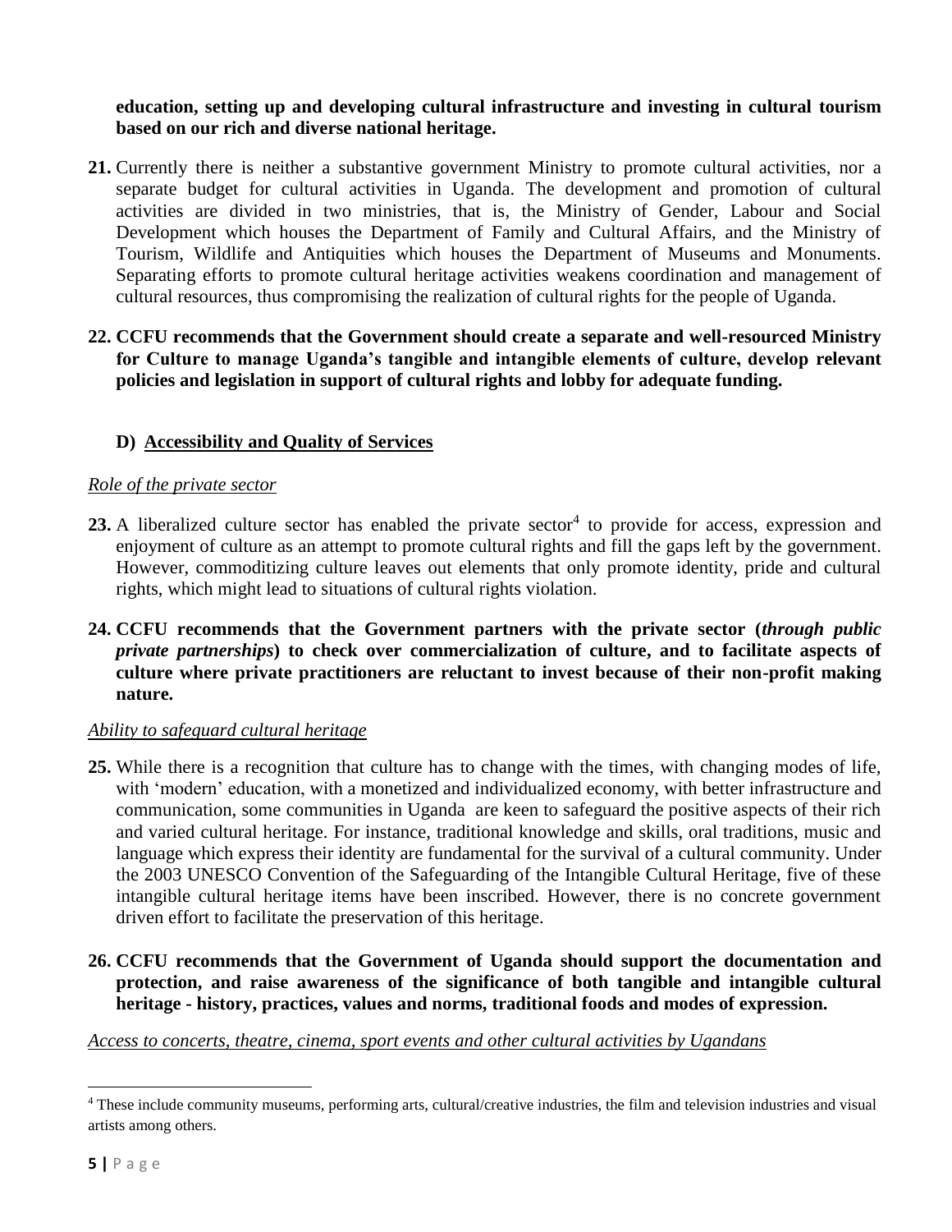**education, setting up and developing cultural infrastructure and investing in cultural tourism based on our rich and diverse national heritage.**

**21.** Currently there is neither a substantive government Ministry to promote cultural activities, nor a separate budget for cultural activities in Uganda. The development and promotion of cultural activities are divided in two ministries, that is, the Ministry of Gender, Labour and Social Development which houses the Department of Family and Cultural Affairs, and the Ministry of Tourism, Wildlife and Antiquities which houses the Department of Museums and Monuments. Separating efforts to promote cultural heritage activities weakens coordination and management of cultural resources, thus compromising the realization of cultural rights for the people of Uganda.

**22. CCFU recommends that the Government should create a separate and well-resourced Ministry for Culture to manage Uganda's tangible and intangible elements of culture, develop relevant policies and legislation in support of cultural rights and lobby for adequate funding.**

## D) Accessibility and Quality of Services

*Role of the private sector*

**23.** A liberalized culture sector has enabled the private sector[4] to provide for access, expression and enjoyment of culture as an attempt to promote cultural rights and fill the gaps left by the government. However, commoditizing culture leaves out elements that only promote identity, pride and cultural rights, which might lead to situations of cultural rights violation.

**24. CCFU recommends that the Government partners with the private sector (*through public private partnerships*) to check over commercialization of culture, and to facilitate aspects of culture where private practitioners are reluctant to invest because of their non-profit making nature.**

*Ability to safeguard cultural heritage*

**25.** While there is a recognition that culture has to change with the times, with changing modes of life, with 'modern' education, with a monetized and individualized economy, with better infrastructure and communication, some communities in Uganda are keen to safeguard the positive aspects of their rich and varied cultural heritage. For instance, traditional knowledge and skills, oral traditions, music and language which express their identity are fundamental for the survival of a cultural community. Under the 2003 UNESCO Convention of the Safeguarding of the Intangible Cultural Heritage, five of these intangible cultural heritage items have been inscribed. However, there is no concrete government driven effort to facilitate the preservation of this heritage.

**26. CCFU recommends that the Government of Uganda should support the documentation and protection, and raise awareness of the significance of both tangible and intangible cultural heritage - history, practices, values and norms, traditional foods and modes of expression.**

*Access to concerts, theatre, cinema, sport events and other cultural activities by Ugandans*

[4] These include community museums, performing arts, cultural/creative industries, the film and television industries and visual artists among others.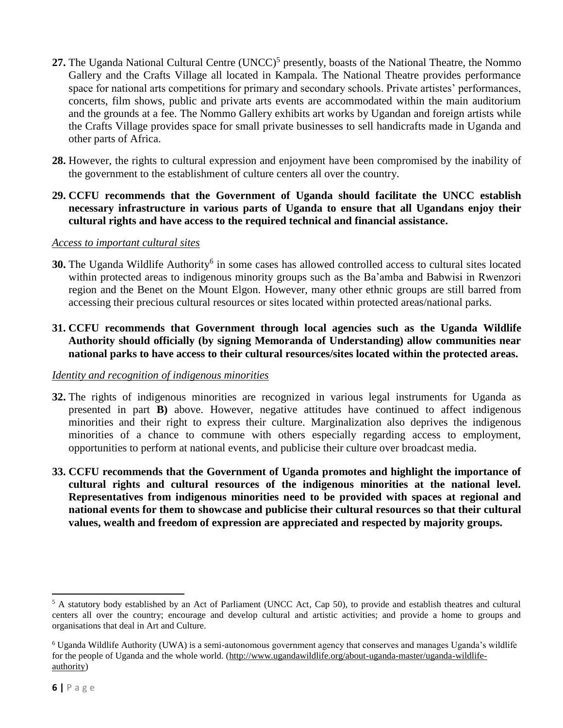**27.** The Uganda National Cultural Centre (UNCC)[5] presently, boasts of the National Theatre, the Nommo Gallery and the Crafts Village all located in Kampala. The National Theatre provides performance space for national arts competitions for primary and secondary schools. Private artistes' performances, concerts, film shows, public and private arts events are accommodated within the main auditorium and the grounds at a fee. The Nommo Gallery exhibits art works by Ugandan and foreign artists while the Crafts Village provides space for small private businesses to sell handicrafts made in Uganda and other parts of Africa.

**28.** However, the rights to cultural expression and enjoyment have been compromised by the inability of the government to the establishment of culture centers all over the country.

**29. CCFU recommends that the Government of Uganda should facilitate the UNCC establish necessary infrastructure in various parts of Uganda to ensure that all Ugandans enjoy their cultural rights and have access to the required technical and financial assistance.**

*Access to important cultural sites*

**30.** The Uganda Wildlife Authority[6] in some cases has allowed controlled access to cultural sites located within protected areas to indigenous minority groups such as the Ba'amba and Babwisi in Rwenzori region and the Benet on the Mount Elgon. However, many other ethnic groups are still barred from accessing their precious cultural resources or sites located within protected areas/national parks.

**31. CCFU recommends that Government through local agencies such as the Uganda Wildlife Authority should officially (by signing Memoranda of Understanding) allow communities near national parks to have access to their cultural resources/sites located within the protected areas.**

*Identity and recognition of indigenous minorities*

**32.** The rights of indigenous minorities are recognized in various legal instruments for Uganda as presented in part **B)** above. However, negative attitudes have continued to affect indigenous minorities and their right to express their culture. Marginalization also deprives the indigenous minorities of a chance to commune with others especially regarding access to employment, opportunities to perform at national events, and publicise their culture over broadcast media.

**33. CCFU recommends that the Government of Uganda promotes and highlight the importance of cultural rights and cultural resources of the indigenous minorities at the national level. Representatives from indigenous minorities need to be provided with spaces at regional and national events for them to showcase and publicise their cultural resources so that their cultural values, wealth and freedom of expression are appreciated and respected by majority groups.**

---

[5] A statutory body established by an Act of Parliament (UNCC Act, Cap 50), to provide and establish theatres and cultural centers all over the country; encourage and develop cultural and artistic activities; and provide a home to groups and organisations that deal in Art and Culture.

[6] Uganda Wildlife Authority (UWA) is a semi-autonomous government agency that conserves and manages Uganda's wildlife for the people of Uganda and the whole world. (http://www.ugandawildlife.org/about-uganda-master/uganda-wildlife-authority)